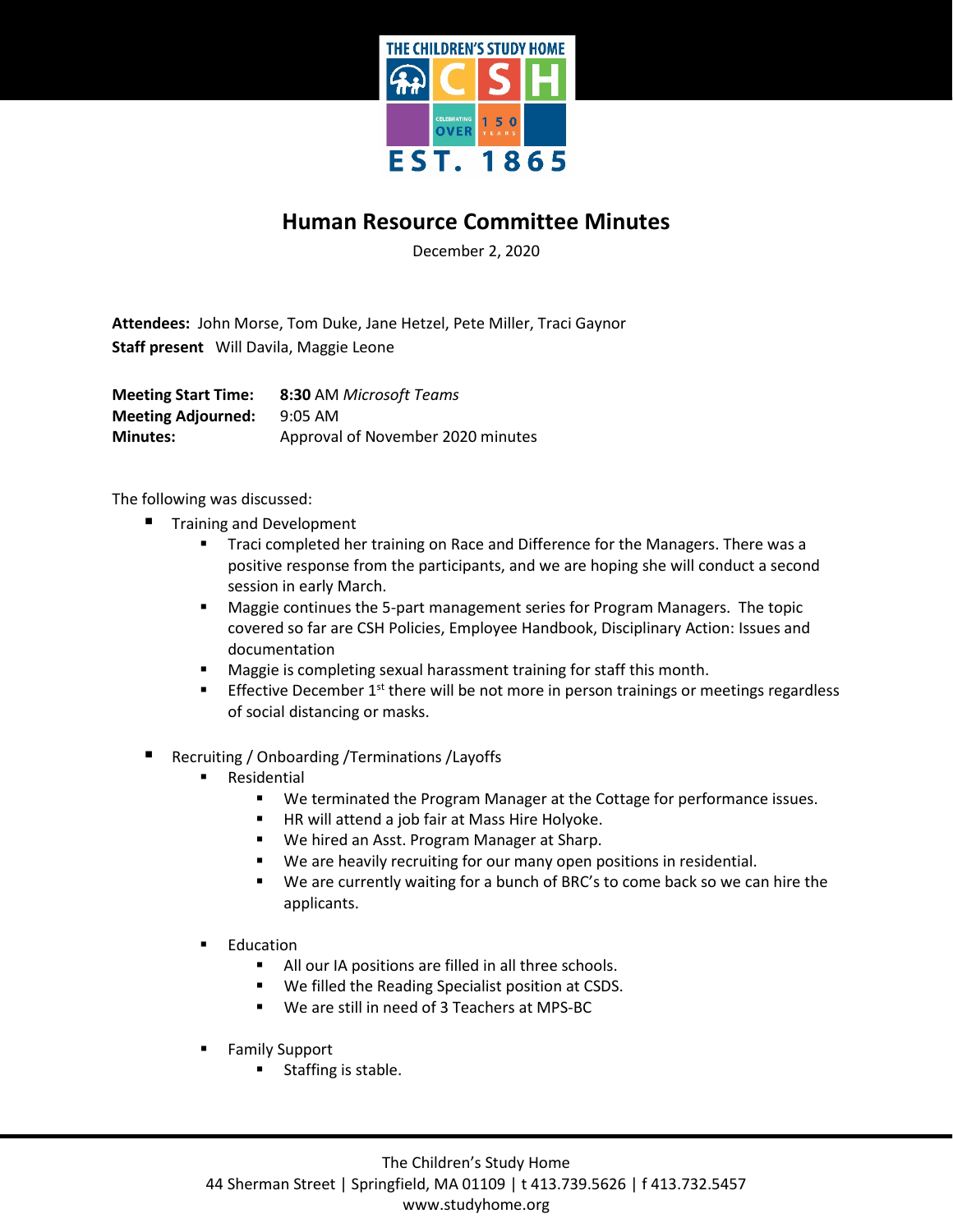# Human Resource Committee Minutes

December 2, 2020

**Attendees:** John Morse, Tom Duke, Jane Hetzel, Pete Miller, Traci Gaynor
**Staff present** Will Davila, Maggie Leone

**Meeting Start Time:** **8:30** AM *Microsoft Teams*
**Meeting Adjourned:** 9:05 AM
**Minutes:** Approval of November 2020 minutes

The following was discussed:

- Training and Development
  - Traci completed her training on Race and Difference for the Managers. There was a positive response from the participants, and we are hoping she will conduct a second session in early March.
  - Maggie continues the 5-part management series for Program Managers. The topic covered so far are CSH Policies, Employee Handbook, Disciplinary Action: Issues and documentation
  - Maggie is completing sexual harassment training for staff this month.
  - Effective December 1st there will be not more in person trainings or meetings regardless of social distancing or masks.

- Recruiting / Onboarding /Terminations /Layoffs
  - Residential
    - We terminated the Program Manager at the Cottage for performance issues.
    - HR will attend a job fair at Mass Hire Holyoke.
    - We hired an Asst. Program Manager at Sharp.
    - We are heavily recruiting for our many open positions in residential.
    - We are currently waiting for a bunch of BRC's to come back so we can hire the applicants.
  - Education
    - All our IA positions are filled in all three schools.
    - We filled the Reading Specialist position at CSDS.
    - We are still in need of 3 Teachers at MPS-BC
  - Family Support
    - Staffing is stable.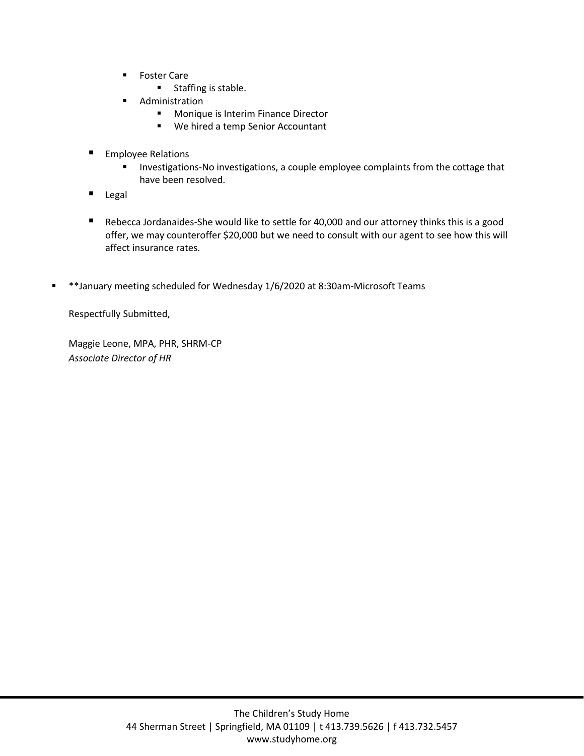- Foster Care
  - Staffing is stable.
- Administration
  - Monique is Interim Finance Director
  - We hired a temp Senior Accountant

- Employee Relations
  - Investigations-No investigations, a couple employee complaints from the cottage that have been resolved.
- Legal

- Rebecca Jordanaides-She would like to settle for 40,000 and our attorney thinks this is a good offer, we may counteroffer $20,000 but we need to consult with our agent to see how this will affect insurance rates.

- **January meeting scheduled for Wednesday 1/6/2020 at 8:30am-Microsoft Teams

Respectfully Submitted,

Maggie Leone, MPA, PHR, SHRM-CP
*Associate Director of HR*

The Children's Study Home
44 Sherman Street | Springfield, MA 01109 | t 413.739.5626 | f 413.732.5457
www.studyhome.org